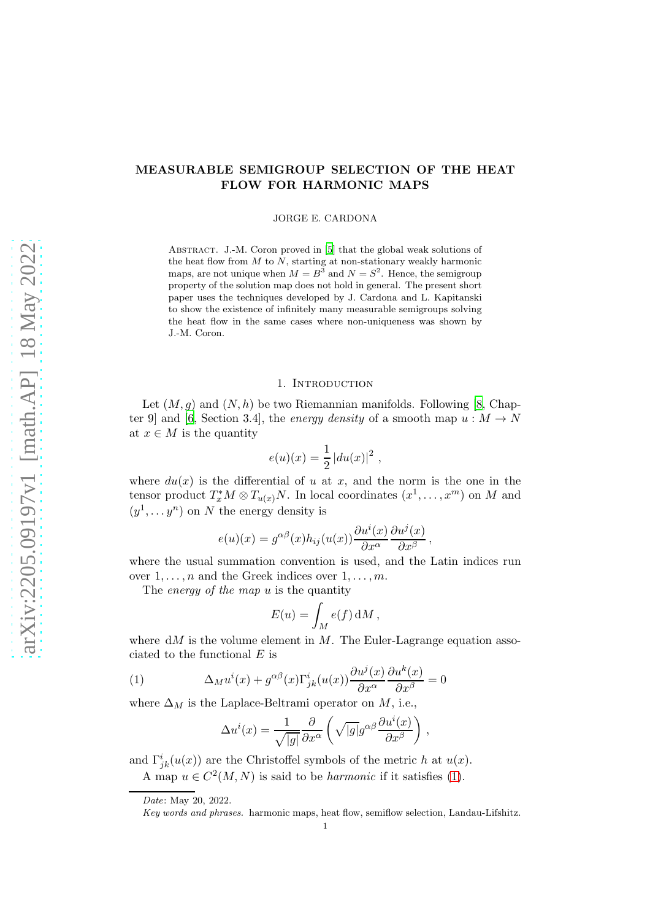# MEASURABLE SEMIGROUP SELECTION OF THE HEAT FLOW FOR HARMONIC MAPS

JORGE E. CARDONA

Abstract. J.-M. Coron proved in [5] that the global weak solutions of the heat flow from $M$ to $N$, starting at non-stationary weakly harmonic maps, are not unique when $M = B^3$ and $N = S^2$. Hence, the semigroup property of the solution map does not hold in general. The present short paper uses the techniques developed by J. Cardona and L. Kapitanski to show the existence of infinitely many measurable semigroups solving the heat flow in the same cases where non-uniqueness was shown by J.-M. Coron.

## 1. Introduction

Let $(M, g)$ and $(N, h)$ be two Riemannian manifolds. Following [8, Chapter 9] and [6, Section 3.4], the *energy density* of a smooth map $u : M \to N$ at $x \in M$ is the quantity

$$e(u)(x) = \frac{1}{2}\left|du(x)\right|^2 ,$$

where $du(x)$ is the differential of $u$ at $x$, and the norm is the one in the tensor product $T^*_xM \otimes T_{u(x)}N$. In local coordinates $(x^1, \dots, x^m)$ on $M$ and $(y^1, \dots y^n)$ on $N$ the energy density is

$$e(u)(x) = g^{\alpha\beta}(x)h_{ij}(u(x))\frac{\partial u^i(x)}{\partial x^\alpha}\frac{\partial u^j(x)}{\partial x^\beta} ,$$

where the usual summation convention is used, and the Latin indices run over $1, \dots, n$ and the Greek indices over $1, \dots, m$.

The *energy of the map* $u$ is the quantity

$$E(u) = \int_M e(f)\,\mathrm{d}M ,$$

where $\mathrm{d}M$ is the volume element in $M$. The Euler-Lagrange equation associated to the functional $E$ is

$$\Delta_M u^i(x) + g^{\alpha\beta}(x)\Gamma^i_{jk}(u(x))\frac{\partial u^j(x)}{\partial x^\alpha}\frac{\partial u^k(x)}{\partial x^\beta} = 0 \tag{1}$$

where $\Delta_M$ is the Laplace-Beltrami operator on $M$, i.e.,

$$\Delta u^i(x) = \frac{1}{\sqrt{|g|}}\frac{\partial}{\partial x^\alpha}\left(\sqrt{|g|}g^{\alpha\beta}\frac{\partial u^i(x)}{\partial x^\beta}\right) ,$$

and $\Gamma^i_{jk}(u(x))$ are the Christoffel symbols of the metric $h$ at $u(x)$.

A map $u \in C^2(M, N)$ is said to be *harmonic* if it satisfies (1).

*Date*: May 20, 2022.

*Key words and phrases.* harmonic maps, heat flow, semiflow selection, Landau-Lifshitz.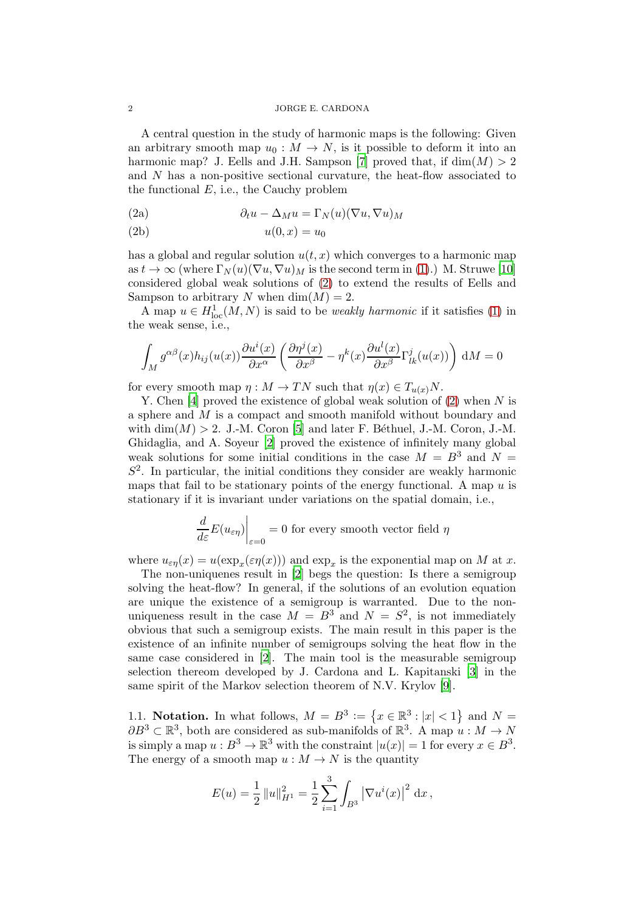A central question in the study of harmonic maps is the following: Given an arbitrary smooth map $u_0 : M \to N$, is it possible to deform it into an harmonic map? J. Eells and J.H. Sampson [7] proved that, if $\dim(M) > 2$ and $N$ has a non-positive sectional curvature, the heat-flow associated to the functional $E$, i.e., the Cauchy problem

$$\partial_t u - \Delta_M u = \Gamma_N(u)(\nabla u, \nabla u)_M \tag{2a}$$

$$u(0, x) = u_0 \tag{2b}$$

has a global and regular solution $u(t, x)$ which converges to a harmonic map as $t \to \infty$ (where $\Gamma_N(u)(\nabla u, \nabla u)_M$ is the second term in (1).) M. Struwe [10] considered global weak solutions of (2) to extend the results of Eells and Sampson to arbitrary $N$ when $\dim(M) = 2$.

A map $u \in H^1_{\text{loc}}(M, N)$ is said to be *weakly harmonic* if it satisfies (1) in the weak sense, i.e.,

$$\int_M g^{\alpha\beta}(x) h_{ij}(u(x)) \frac{\partial u^i(x)}{\partial x^\alpha} \left( \frac{\partial \eta^j(x)}{\partial x^\beta} - \eta^k(x) \frac{\partial u^l(x)}{\partial x^\beta} \Gamma^j_{lk}(u(x)) \right) \, \mathrm{d}M = 0$$

for every smooth map $\eta : M \to TN$ such that $\eta(x) \in T_{u(x)}N$.

Y. Chen [4] proved the existence of global weak solution of (2) when $N$ is a sphere and $M$ is a compact and smooth manifold without boundary and with $\dim(M) > 2$. J.-M. Coron [5] and later F. Béthuel, J.-M. Coron, J.-M. Ghidaglia, and A. Soyeur [2] proved the existence of infinitely many global weak solutions for some initial conditions in the case $M = B^3$ and $N = S^2$. In particular, the initial conditions they consider are weakly harmonic maps that fail to be stationary points of the energy functional. A map $u$ is stationary if it is invariant under variations on the spatial domain, i.e.,

$$\left. \frac{d}{d\varepsilon} E(u_{\varepsilon\eta}) \right|_{\varepsilon=0} = 0 \text{ for every smooth vector field } \eta$$

where $u_{\varepsilon\eta}(x) = u(\exp_x(\varepsilon\eta(x)))$ and $\exp_x$ is the exponential map on $M$ at $x$.

The non-uniquenes result in [2] begs the question: Is there a semigroup solving the heat-flow? In general, if the solutions of an evolution equation are unique the existence of a semigroup is warranted. Due to the non-uniqueness result in the case $M = B^3$ and $N = S^2$, is not immediately obvious that such a semigroup exists. The main result in this paper is the existence of an infinite number of semigroups solving the heat flow in the same case considered in [2]. The main tool is the measurable semigroup selection thereom developed by J. Cardona and L. Kapitanski [3] in the same spirit of the Markov selection theorem of N.V. Krylov [9].

### 1.1. Notation.

In what follows, $M = B^3 := \left\{ x \in \mathbb{R}^3 : |x| < 1 \right\}$ and $N = \partial B^3 \subset \mathbb{R}^3$, both are considered as sub-manifolds of $\mathbb{R}^3$. A map $u : M \to N$ is simply a map $u : B^3 \to \mathbb{R}^3$ with the constraint $|u(x)| = 1$ for every $x \in B^3$. The energy of a smooth map $u : M \to N$ is the quantity

$$E(u) = \frac{1}{2} \|u\|^2_{H^1} = \frac{1}{2} \sum_{i=1}^{3} \int_{B^3} \left| \nabla u^i(x) \right|^2 \, \mathrm{d}x \,,$$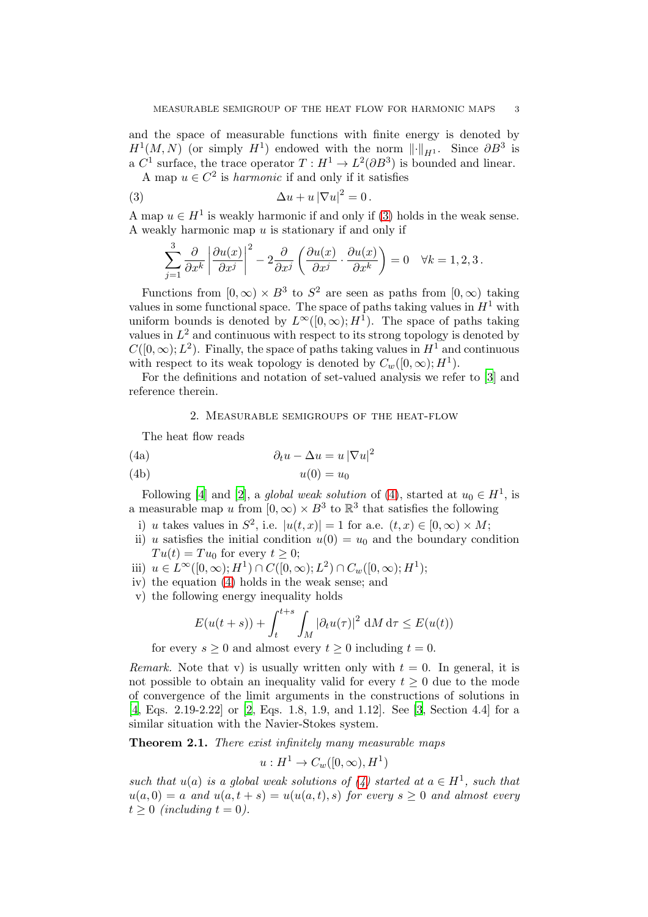and the space of measurable functions with finite energy is denoted by $H^1(M,N)$ (or simply $H^1$) endowed with the norm $\|\cdot\|_{H^1}$. Since $\partial B^3$ is a $C^1$ surface, the trace operator $T : H^1 \to L^2(\partial B^3)$ is bounded and linear.

A map $u \in C^2$ is *harmonic* if and only if it satisfies

$$\Delta u + u\,|\nabla u|^2 = 0\,. \tag{3}$$

A map $u \in H^1$ is weakly harmonic if and only if (3) holds in the weak sense. A weakly harmonic map $u$ is stationary if and only if

$$\sum_{j=1}^{3} \frac{\partial}{\partial x^k}\left|\frac{\partial u(x)}{\partial x^j}\right|^2 - 2\frac{\partial}{\partial x^j}\left(\frac{\partial u(x)}{\partial x^j}\cdot\frac{\partial u(x)}{\partial x^k}\right) = 0 \quad \forall k = 1,2,3\,.$$

Functions from $[0,\infty)\times B^3$ to $S^2$ are seen as paths from $[0,\infty)$ taking values in some functional space. The space of paths taking values in $H^1$ with uniform bounds is denoted by $L^\infty([0,\infty);H^1)$. The space of paths taking values in $L^2$ and continuous with respect to its strong topology is denoted by $C([0,\infty);L^2)$. Finally, the space of paths taking values in $H^1$ and continuous with respect to its weak topology is denoted by $C_w([0,\infty);H^1)$.

For the definitions and notation of set-valued analysis we refer to [3] and reference therein.

## 2. Measurable semigroups of the heat-flow

The heat flow reads

$$\partial_t u - \Delta u = u\,|\nabla u|^2 \tag{4a}$$

$$u(0) = u_0 \tag{4b}$$

Following [4] and [2], a *global weak solution* of (4), started at $u_0 \in H^1$, is a measurable map $u$ from $[0,\infty)\times B^3$ to $\mathbb{R}^3$ that satisfies the following

i) $u$ takes values in $S^2$, i.e. $|u(t,x)| = 1$ for a.e. $(t,x) \in [0,\infty)\times M$;

ii) $u$ satisfies the initial condition $u(0) = u_0$ and the boundary condition $Tu(t) = Tu_0$ for every $t \geq 0$;

iii) $u \in L^\infty([0,\infty);H^1) \cap C([0,\infty);L^2) \cap C_w([0,\infty);H^1)$;

iv) the equation (4) holds in the weak sense; and

v) the following energy inequality holds

$$E(u(t+s)) + \int_t^{t+s}\int_M |\partial_t u(\tau)|^2 \,\mathrm{d}M\,\mathrm{d}\tau \leq E(u(t))$$

for every $s \geq 0$ and almost every $t \geq 0$ including $t = 0$.

*Remark.* Note that v) is usually written only with $t = 0$. In general, it is not possible to obtain an inequality valid for every $t \geq 0$ due to the mode of convergence of the limit arguments in the constructions of solutions in [4, Eqs. 2.19-2.22] or [2, Eqs. 1.8, 1.9, and 1.12]. See [3, Section 4.4] for a similar situation with the Navier-Stokes system.

**Theorem 2.1.** *There exist infinitely many measurable maps*

$$u : H^1 \to C_w([0,\infty), H^1)$$

*such that $u(a)$ is a global weak solutions of (4) started at $a \in H^1$, such that $u(a,0) = a$ and $u(a,t+s) = u(u(a,t),s)$ for every $s \geq 0$ and almost every $t \geq 0$ (including $t = 0$).*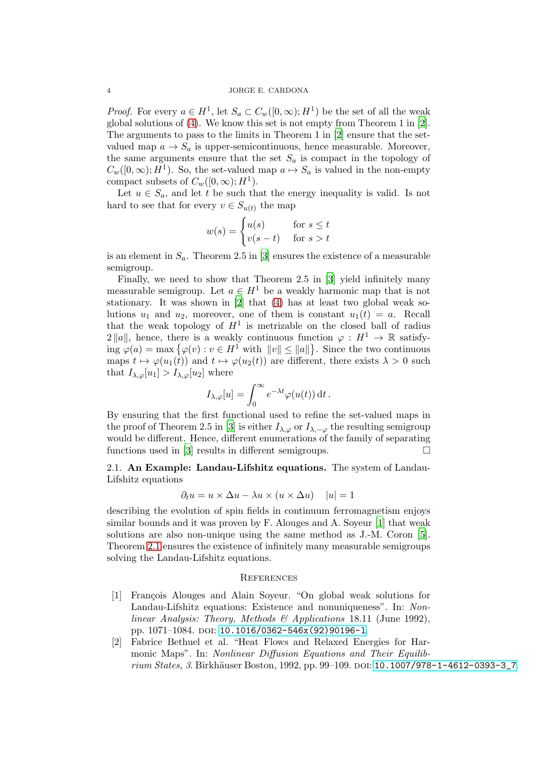*Proof.* For every $a \in H^1$, let $S_a \subset C_w([0,\infty);H^1)$ be the set of all the weak global solutions of (4). We know this set is not empty from Theorem 1 in [2]. The arguments to pass to the limits in Theorem 1 in [2] ensure that the set-valued map $a \to S_a$ is upper-semicontinuous, hence measurable. Moreover, the same arguments ensure that the set $S_a$ is compact in the topology of $C_w([0,\infty);H^1)$. So, the set-valued map $a \mapsto S_a$ is valued in the non-empty compact subsets of $C_w([0,\infty);H^1)$.

Let $u \in S_a$, and let $t$ be such that the energy inequality is valid. Is not hard to see that for every $v \in S_{u(t)}$ the map

$$
w(s) = \begin{cases} u(s) & \text{for } s \le t \\ v(s-t) & \text{for } s > t \end{cases}
$$

is an element in $S_a$. Theorem 2.5 in [3] ensures the existence of a measurable semigroup.

Finally, we need to show that Theorem 2.5 in [3] yield infinitely many measurable semigroup. Let $a \in H^1$ be a weakly harmonic map that is not stationary. It was shown in [2] that (4) has at least two global weak solutions $u_1$ and $u_2$, moreover, one of them is constant $u_1(t) = a$. Recall that the weak topology of $H^1$ is metrizable on the closed ball of radius $2\|a\|$, hence, there is a weakly continuous function $\varphi : H^1 \to \mathbb{R}$ satisfying $\varphi(a) = \max\{\varphi(v) : v \in H^1 \text{ with } \|v\| \le \|a\|\}$. Since the two continuous maps $t \mapsto \varphi(u_1(t))$ and $t \mapsto \varphi(u_2(t))$ are different, there exists $\lambda > 0$ such that $I_{\lambda,\varphi}[u_1] > I_{\lambda,\varphi}[u_2]$ where

$$
I_{\lambda,\varphi}[u] = \int_0^\infty e^{-\lambda t} \varphi(u(t))\,\mathrm{d}t\,.
$$

By ensuring that the first functional used to refine the set-valued maps in the proof of Theorem 2.5 in [3] is either $I_{\lambda,\varphi}$ or $I_{\lambda,-\varphi}$ the resulting semigroup would be different. Hence, different enumerations of the family of separating functions used in [3] results in different semigroups. □

### 2.1. An Example: Landau-Lifshitz equations.

The system of Landau-Lifshitz equations

$$
\partial_t u = u \times \Delta u - \lambda u \times (u \times \Delta u) \quad |u| = 1
$$

describing the evolution of spin fields in continuum ferromagnetism enjoys similar bounds and it was proven by F. Alouges and A. Soyeur [1] that weak solutions are also non-unique using the same method as J.-M. Coron [5]. Theorem 2.1 ensures the existence of infinitely many measurable semigroups solving the Landau-Lifshitz equations.

## References

[1] François Alouges and Alain Soyeur. "On global weak solutions for Landau-Lifshitz equations: Existence and nonuniqueness". In: *Nonlinear Analysis: Theory, Methods & Applications* 18.11 (June 1992), pp. 1071–1084. DOI: 10.1016/0362-546x(92)90196-l.

[2] Fabrice Bethuel et al. "Heat Flows and Relaxed Energies for Harmonic Maps". In: *Nonlinear Diffusion Equations and Their Equilibrium States, 3*. Birkhäuser Boston, 1992, pp. 99–109. DOI: 10.1007/978-1-4612-0393-3_7.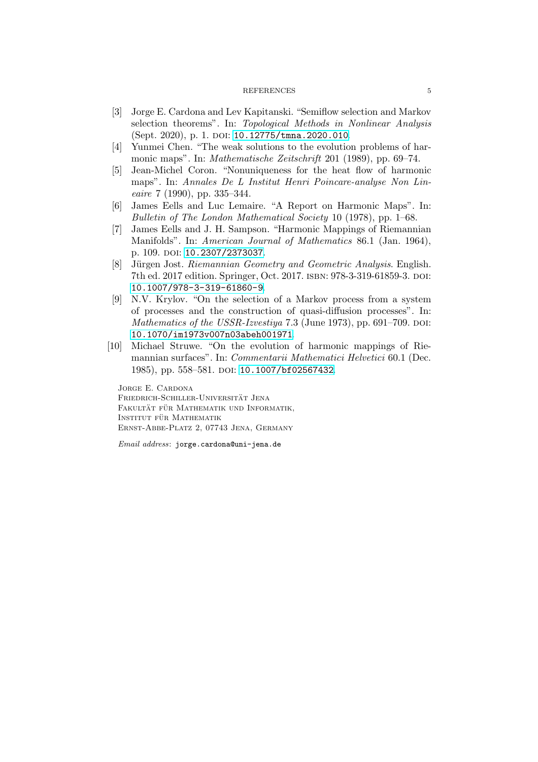[3] Jorge E. Cardona and Lev Kapitanski. "Semiflow selection and Markov selection theorems". In: *Topological Methods in Nonlinear Analysis* (Sept. 2020), p. 1. DOI: 10.12775/tmna.2020.010.

[4] Yunmei Chen. "The weak solutions to the evolution problems of harmonic maps". In: *Mathematische Zeitschrift* 201 (1989), pp. 69–74.

[5] Jean-Michel Coron. "Nonuniqueness for the heat flow of harmonic maps". In: *Annales De L Institut Henri Poincare-analyse Non Lineaire* 7 (1990), pp. 335–344.

[6] James Eells and Luc Lemaire. "A Report on Harmonic Maps". In: *Bulletin of The London Mathematical Society* 10 (1978), pp. 1–68.

[7] James Eells and J. H. Sampson. "Harmonic Mappings of Riemannian Manifolds". In: *American Journal of Mathematics* 86.1 (Jan. 1964), p. 109. DOI: 10.2307/2373037.

[8] Jürgen Jost. *Riemannian Geometry and Geometric Analysis*. English. 7th ed. 2017 edition. Springer, Oct. 2017. ISBN: 978-3-319-61859-3. DOI: 10.1007/978-3-319-61860-9.

[9] N.V. Krylov. "On the selection of a Markov process from a system of processes and the construction of quasi-diffusion processes". In: *Mathematics of the USSR-Izvestiya* 7.3 (June 1973), pp. 691–709. DOI: 10.1070/im1973v007n03abeh001971.

[10] Michael Struwe. "On the evolution of harmonic mappings of Riemannian surfaces". In: *Commentarii Mathematici Helvetici* 60.1 (Dec. 1985), pp. 558–581. DOI: 10.1007/bf02567432.

Jorge E. Cardona
Friedrich-Schiller-Universität Jena
Fakultät für Mathematik und Informatik,
Institut für Mathematik
Ernst-Abbe-Platz 2, 07743 Jena, Germany

*Email address*: jorge.cardona@uni-jena.de